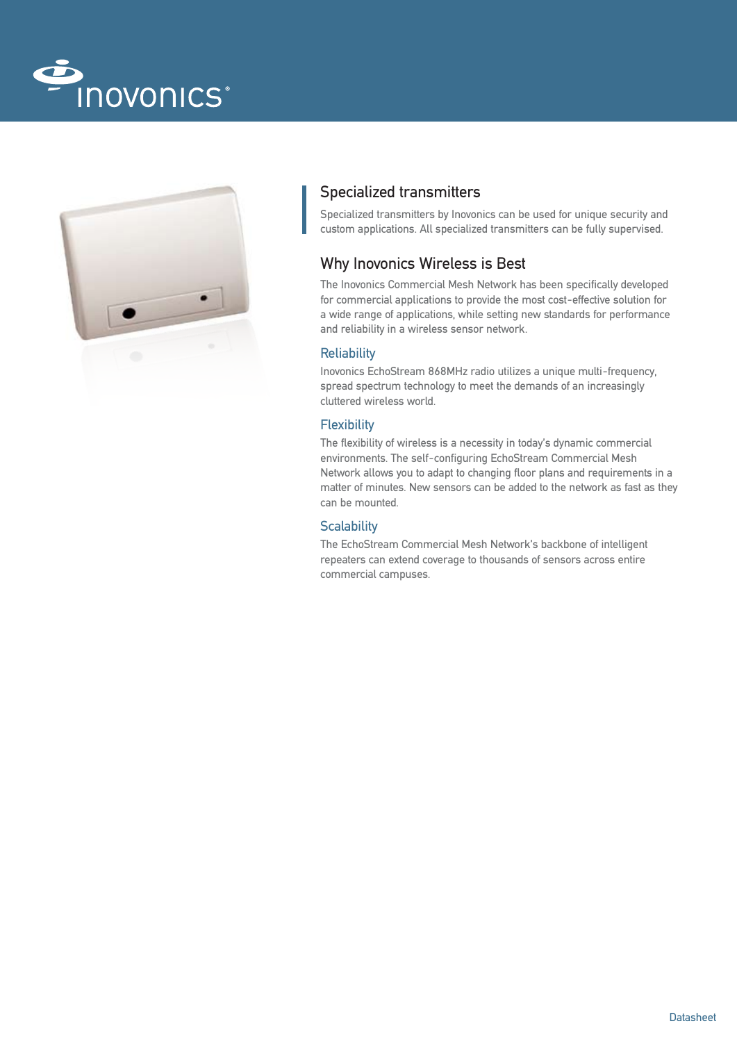## Specialized transmitters

Specialized transmitters by Inovonics can be used for unique security and custom applications. All specialized transmitters can be fully supervised.

## Why Inovonics Wireless is Best

The Inovonics Commercial Mesh Network has been specifically developed for commercial applications to provide the most cost-effective solution for a wide range of applications, while setting new standards for performance and reliability in a wireless sensor network.

### Reliability

Inovonics EchoStream 868MHz radio utilizes a unique multi-frequency, spread spectrum technology to meet the demands of an increasingly cluttered wireless world.

### Flexibility

The flexibility of wireless is a necessity in today's dynamic commercial environments. The self-configuring EchoStream Commercial Mesh Network allows you to adapt to changing floor plans and requirements in a matter of minutes. New sensors can be added to the network as fast as they can be mounted.

### Scalability

The EchoStream Commercial Mesh Network's backbone of intelligent repeaters can extend coverage to thousands of sensors across entire commercial campuses.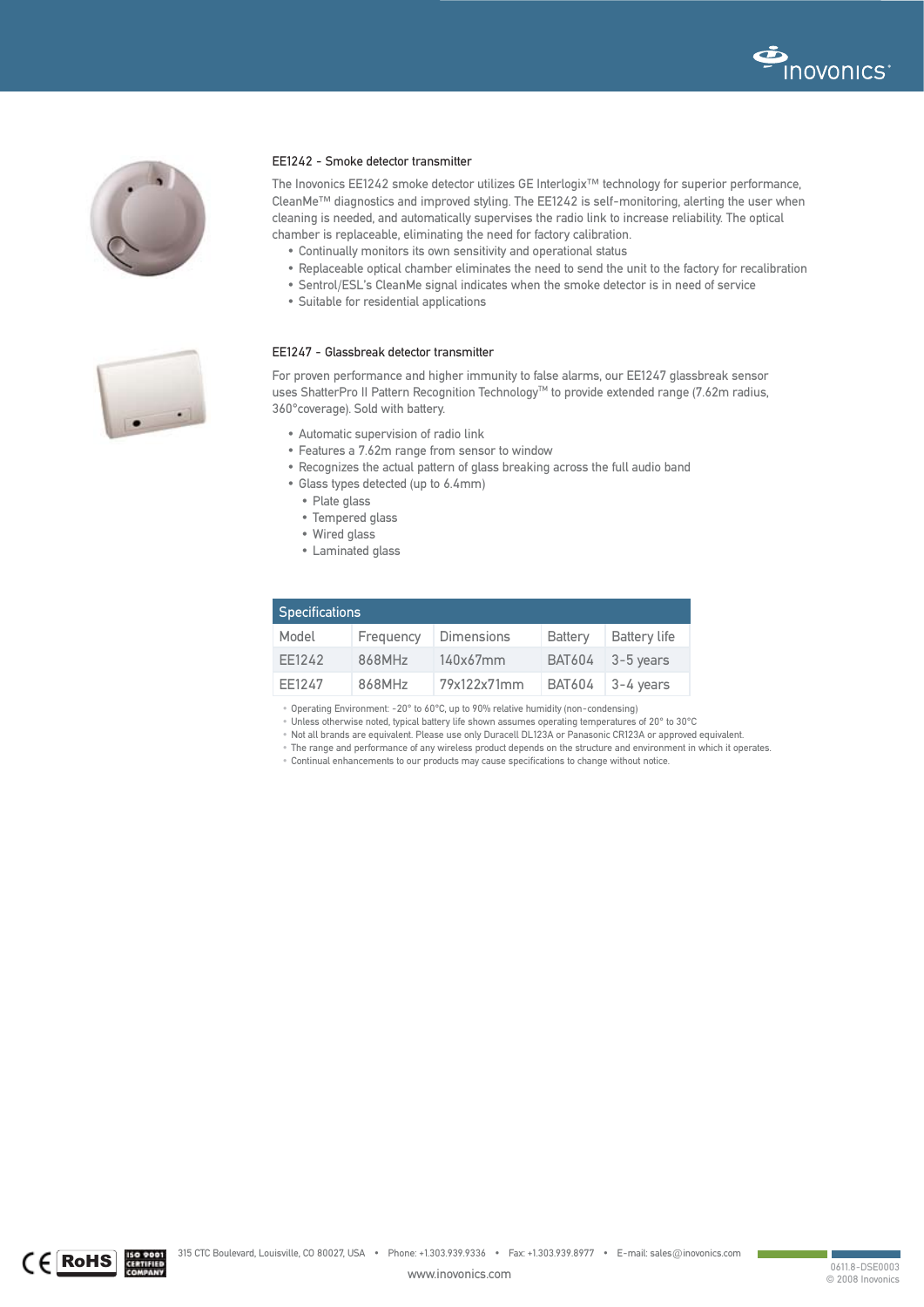### EE1242 - Smoke detector transmitter

The Inovonics EE1242 smoke detector utilizes GE Interlogix™ technology for superior performance, CleanMe™ diagnostics and improved styling. The EE1242 is self-monitoring, alerting the user when cleaning is needed, and automatically supervises the radio link to increase reliability. The optical chamber is replaceable, eliminating the need for factory calibration.

- Continually monitors its own sensitivity and operational status
- Replaceable optical chamber eliminates the need to send the unit to the factory for recalibration
- Sentrol/ESL's CleanMe signal indicates when the smoke detector is in need of service
- Suitable for residential applications

### EE1247 - Glassbreak detector transmitter

For proven performance and higher immunity to false alarms, our EE1247 glassbreak sensor uses ShatterPro II Pattern Recognition Technology™ to provide extended range (7.62m radius, 360°coverage). Sold with battery.

- Automatic supervision of radio link
- Features a 7.62m range from sensor to window
- Recognizes the actual pattern of glass breaking across the full audio band
- Glass types detected (up to 6.4mm)
  - Plate glass
  - Tempered glass
  - Wired glass
  - Laminated glass

**Specifications**

| Model | Frequency | Dimensions | Battery | Battery life |
|---|---|---|---|---|
| EE1242 | 868MHz | 140x67mm | BAT604 | 3-5 years |
| EE1247 | 868MHz | 79x122x71mm | BAT604 | 3-4 years |

- Operating Environment: -20° to 60°C, up to 90% relative humidity (non-condensing)
- Unless otherwise noted, typical battery life shown assumes operating temperatures of 20° to 30°C
- Not all brands are equivalent. Please use only Duracell DL123A or Panasonic CR123A or approved equivalent.
- The range and performance of any wireless product depends on the structure and environment in which it operates.
- Continual enhancements to our products may cause specifications to change without notice.

315 CTC Boulevard, Louisville, CO 80027, USA • Phone: +1.303.939.9336 • Fax: +1.303.939.8977 • E-mail: sales@inovonics.com

www.inovonics.com

0611.8-DSE0003
© 2008 Inovonics